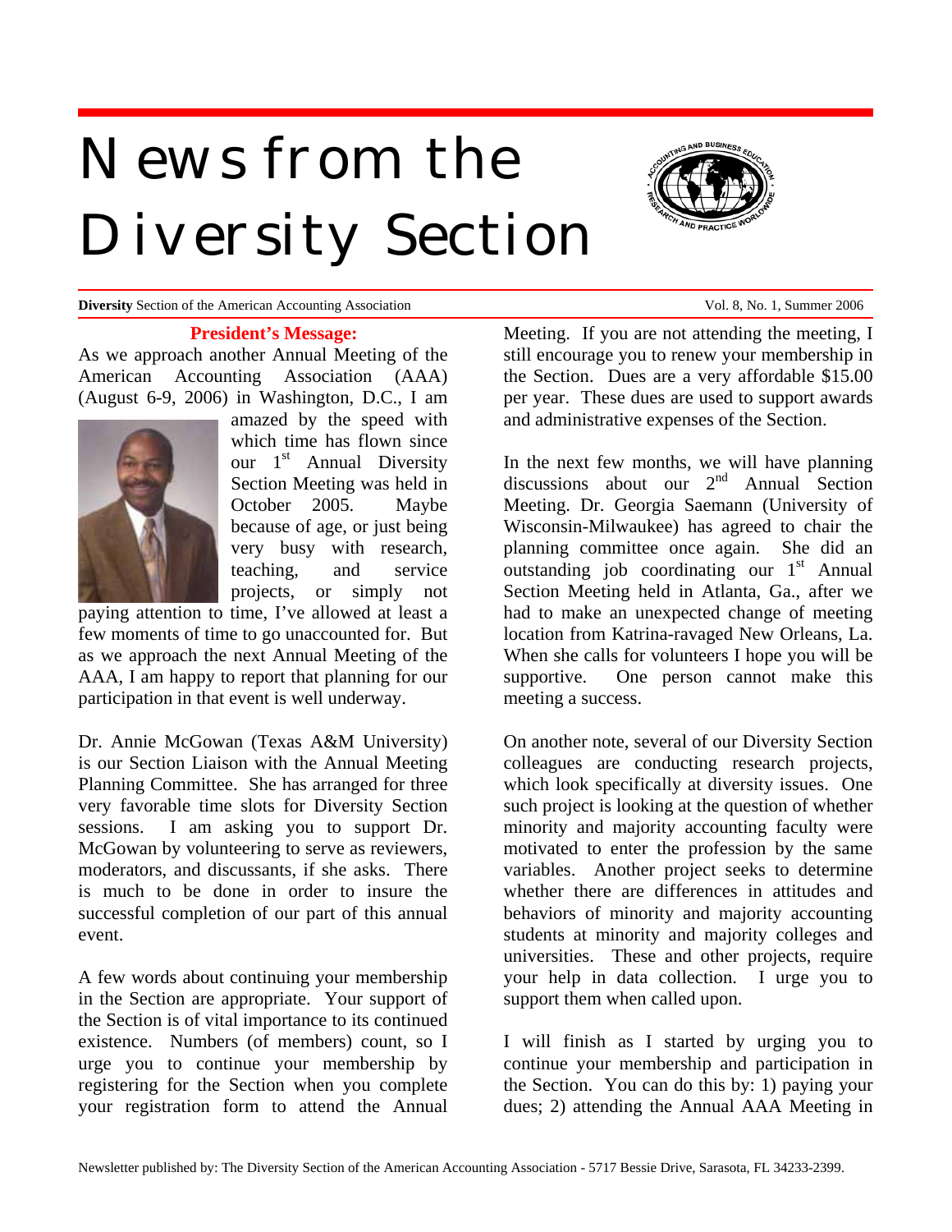# News from the Diversity Section

**Diversity** Section of the American Accounting Association — Vol. 8, No. 1, Summer 2006

## President's Message:

As we approach another Annual Meeting of the American Accounting Association (AAA) (August 6-9, 2006) in Washington, D.C., I am amazed by the speed with which time has flown since our 1st Annual Diversity Section Meeting was held in October 2005. Maybe because of age, or just being very busy with research, teaching, and service projects, or simply not paying attention to time, I've allowed at least a few moments of time to go unaccounted for. But as we approach the next Annual Meeting of the AAA, I am happy to report that planning for our participation in that event is well underway.

Dr. Annie McGowan (Texas A&M University) is our Section Liaison with the Annual Meeting Planning Committee. She has arranged for three very favorable time slots for Diversity Section sessions. I am asking you to support Dr. McGowan by volunteering to serve as reviewers, moderators, and discussants, if she asks. There is much to be done in order to insure the successful completion of our part of this annual event.

A few words about continuing your membership in the Section are appropriate. Your support of the Section is of vital importance to its continued existence. Numbers (of members) count, so I urge you to continue your membership by registering for the Section when you complete your registration form to attend the Annual Meeting. If you are not attending the meeting, I still encourage you to renew your membership in the Section. Dues are a very affordable $15.00 per year. These dues are used to support awards and administrative expenses of the Section.

In the next few months, we will have planning discussions about our 2nd Annual Section Meeting. Dr. Georgia Saemann (University of Wisconsin-Milwaukee) has agreed to chair the planning committee once again. She did an outstanding job coordinating our 1st Annual Section Meeting held in Atlanta, Ga., after we had to make an unexpected change of meeting location from Katrina-ravaged New Orleans, La. When she calls for volunteers I hope you will be supportive. One person cannot make this meeting a success.

On another note, several of our Diversity Section colleagues are conducting research projects, which look specifically at diversity issues. One such project is looking at the question of whether minority and majority accounting faculty were motivated to enter the profession by the same variables. Another project seeks to determine whether there are differences in attitudes and behaviors of minority and majority accounting students at minority and majority colleges and universities. These and other projects, require your help in data collection. I urge you to support them when called upon.

I will finish as I started by urging you to continue your membership and participation in the Section. You can do this by: 1) paying your dues; 2) attending the Annual AAA Meeting in

Newsletter published by: The Diversity Section of the American Accounting Association - 5717 Bessie Drive, Sarasota, FL 34233-2399.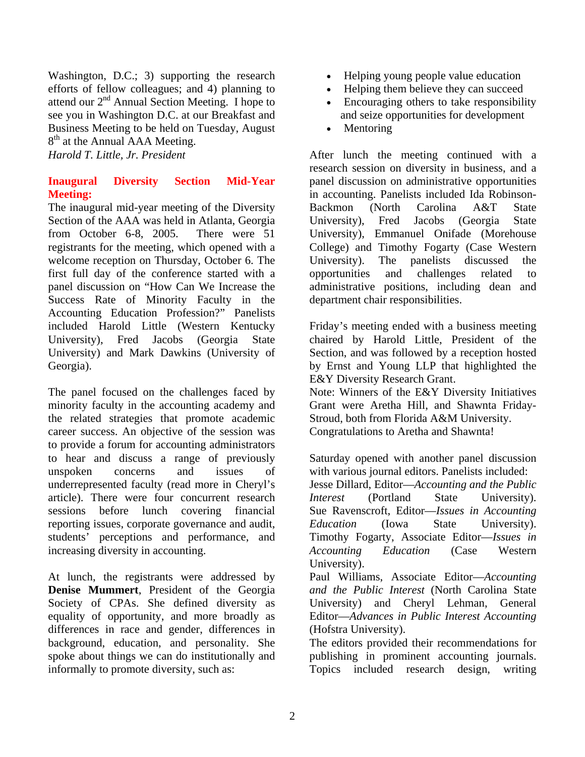Washington, D.C.; 3) supporting the research efforts of fellow colleagues; and 4) planning to attend our 2nd Annual Section Meeting. I hope to see you in Washington D.C. at our Breakfast and Business Meeting to be held on Tuesday, August 8th at the Annual AAA Meeting.

*Harold T. Little, Jr. President*

## Inaugural Diversity Section Mid-Year Meeting:

The inaugural mid-year meeting of the Diversity Section of the AAA was held in Atlanta, Georgia from October 6-8, 2005. There were 51 registrants for the meeting, which opened with a welcome reception on Thursday, October 6. The first full day of the conference started with a panel discussion on "How Can We Increase the Success Rate of Minority Faculty in the Accounting Education Profession?" Panelists included Harold Little (Western Kentucky University), Fred Jacobs (Georgia State University) and Mark Dawkins (University of Georgia).

The panel focused on the challenges faced by minority faculty in the accounting academy and the related strategies that promote academic career success. An objective of the session was to provide a forum for accounting administrators to hear and discuss a range of previously unspoken concerns and issues of underrepresented faculty (read more in Cheryl's article). There were four concurrent research sessions before lunch covering financial reporting issues, corporate governance and audit, students' perceptions and performance, and increasing diversity in accounting.

At lunch, the registrants were addressed by **Denise Mummert**, President of the Georgia Society of CPAs. She defined diversity as equality of opportunity, and more broadly as differences in race and gender, differences in background, education, and personality. She spoke about things we can do institutionally and informally to promote diversity, such as:

- Helping young people value education
- Helping them believe they can succeed
- Encouraging others to take responsibility and seize opportunities for development
- Mentoring

After lunch the meeting continued with a research session on diversity in business, and a panel discussion on administrative opportunities in accounting. Panelists included Ida Robinson-Backmon (North Carolina A&T State University), Fred Jacobs (Georgia State University), Emmanuel Onifade (Morehouse College) and Timothy Fogarty (Case Western University). The panelists discussed the opportunities and challenges related to administrative positions, including dean and department chair responsibilities.

Friday's meeting ended with a business meeting chaired by Harold Little, President of the Section, and was followed by a reception hosted by Ernst and Young LLP that highlighted the E&Y Diversity Research Grant.

Note: Winners of the E&Y Diversity Initiatives Grant were Aretha Hill, and Shawnta Friday-Stroud, both from Florida A&M University. Congratulations to Aretha and Shawnta!

Saturday opened with another panel discussion with various journal editors. Panelists included:

Jesse Dillard, Editor—*Accounting and the Public Interest* (Portland State University).
Sue Ravenscroft, Editor—*Issues in Accounting Education* (Iowa State University).
Timothy Fogarty, Associate Editor—*Issues in Accounting Education* (Case Western University).
Paul Williams, Associate Editor—*Accounting and the Public Interest* (North Carolina State University) and Cheryl Lehman, General Editor—*Advances in Public Interest Accounting* (Hofstra University).

The editors provided their recommendations for publishing in prominent accounting journals. Topics included research design, writing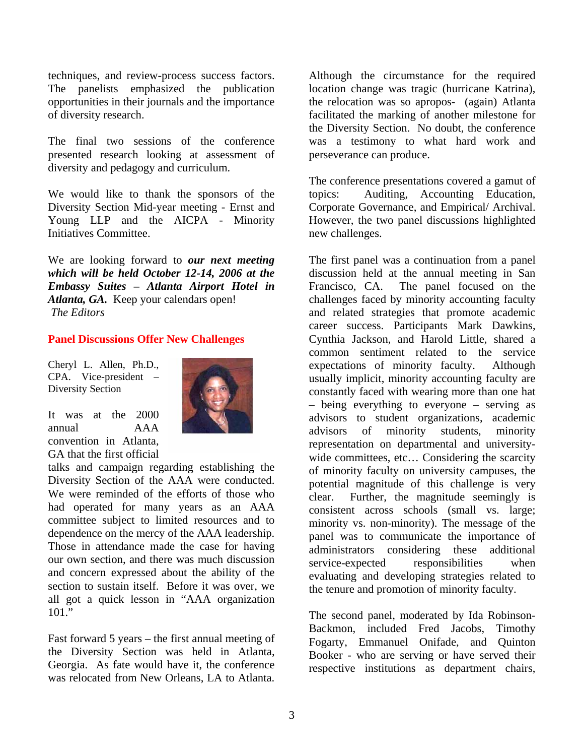techniques, and review-process success factors. The panelists emphasized the publication opportunities in their journals and the importance of diversity research.

The final two sessions of the conference presented research looking at assessment of diversity and pedagogy and curriculum.

We would like to thank the sponsors of the Diversity Section Mid-year meeting - Ernst and Young LLP and the AICPA - Minority Initiatives Committee.

We are looking forward to ***our next meeting which will be held October 12-14, 2006 at the Embassy Suites – Atlanta Airport Hotel in Atlanta, GA.*** Keep your calendars open!
*The Editors*

## Panel Discussions Offer New Challenges

Cheryl L. Allen, Ph.D., CPA. Vice-president – Diversity Section

It was at the 2000 annual AAA convention in Atlanta, GA that the first official talks and campaign regarding establishing the Diversity Section of the AAA were conducted. We were reminded of the efforts of those who had operated for many years as an AAA committee subject to limited resources and to dependence on the mercy of the AAA leadership. Those in attendance made the case for having our own section, and there was much discussion and concern expressed about the ability of the section to sustain itself. Before it was over, we all got a quick lesson in "AAA organization 101."

Fast forward 5 years – the first annual meeting of the Diversity Section was held in Atlanta, Georgia. As fate would have it, the conference was relocated from New Orleans, LA to Atlanta. Although the circumstance for the required location change was tragic (hurricane Katrina), the relocation was so apropos- (again) Atlanta facilitated the marking of another milestone for the Diversity Section. No doubt, the conference was a testimony to what hard work and perseverance can produce.

The conference presentations covered a gamut of topics: Auditing, Accounting Education, Corporate Governance, and Empirical/ Archival. However, the two panel discussions highlighted new challenges.

The first panel was a continuation from a panel discussion held at the annual meeting in San Francisco, CA. The panel focused on the challenges faced by minority accounting faculty and related strategies that promote academic career success. Participants Mark Dawkins, Cynthia Jackson, and Harold Little, shared a common sentiment related to the service expectations of minority faculty. Although usually implicit, minority accounting faculty are constantly faced with wearing more than one hat – being everything to everyone – serving as advisors to student organizations, academic advisors of minority students, minority representation on departmental and university-wide committees, etc… Considering the scarcity of minority faculty on university campuses, the potential magnitude of this challenge is very clear. Further, the magnitude seemingly is consistent across schools (small vs. large; minority vs. non-minority). The message of the panel was to communicate the importance of administrators considering these additional service-expected responsibilities when evaluating and developing strategies related to the tenure and promotion of minority faculty.

The second panel, moderated by Ida Robinson-Backmon, included Fred Jacobs, Timothy Fogarty, Emmanuel Onifade, and Quinton Booker - who are serving or have served their respective institutions as department chairs,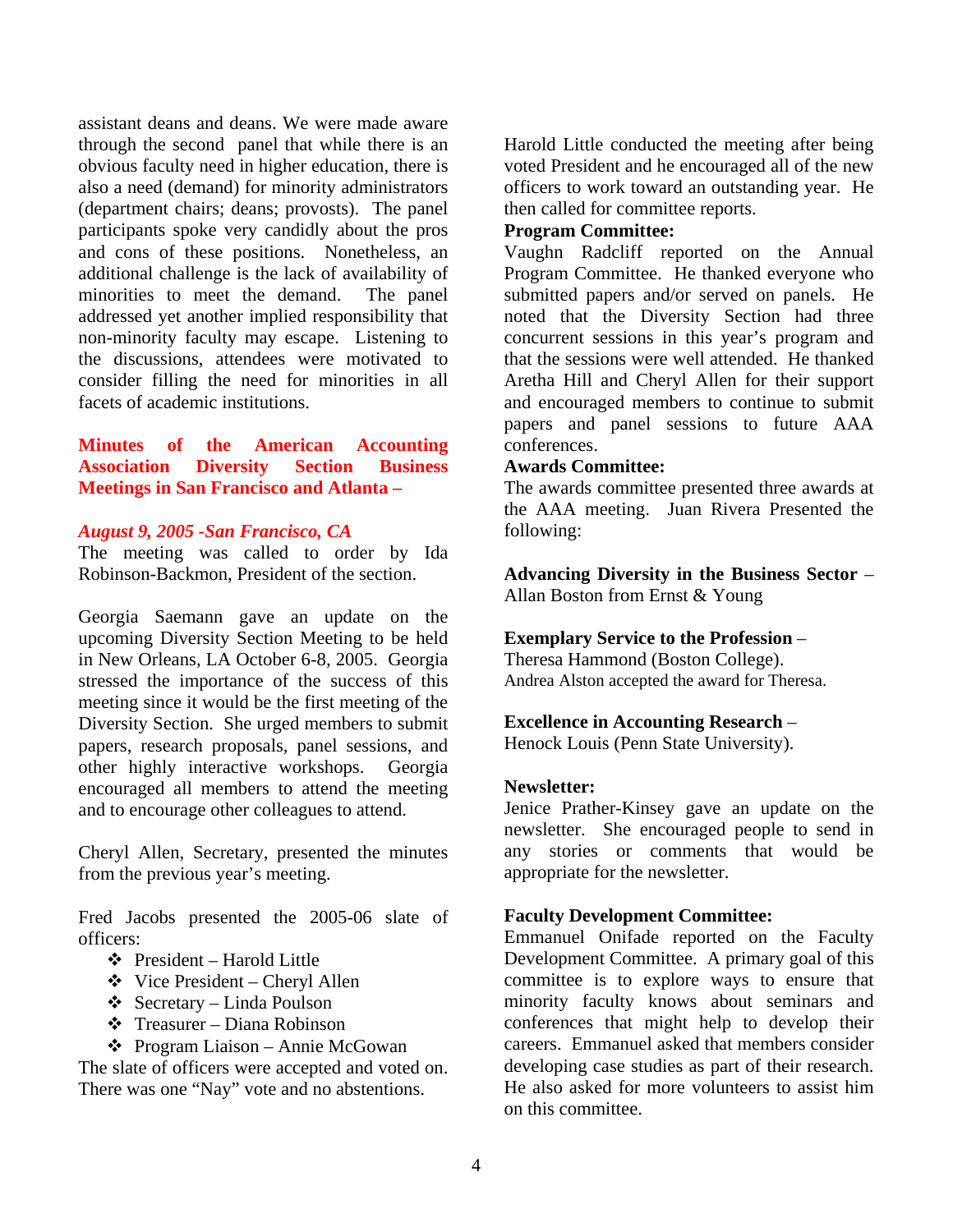assistant deans and deans. We were made aware through the second panel that while there is an obvious faculty need in higher education, there is also a need (demand) for minority administrators (department chairs; deans; provosts). The panel participants spoke very candidly about the pros and cons of these positions. Nonetheless, an additional challenge is the lack of availability of minorities to meet the demand. The panel addressed yet another implied responsibility that non-minority faculty may escape. Listening to the discussions, attendees were motivated to consider filling the need for minorities in all facets of academic institutions.

## Minutes of the American Accounting Association Diversity Section Business Meetings in San Francisco and Atlanta –

### *August 9, 2005 -San Francisco, CA*

The meeting was called to order by Ida Robinson-Backmon, President of the section.

Georgia Saemann gave an update on the upcoming Diversity Section Meeting to be held in New Orleans, LA October 6-8, 2005. Georgia stressed the importance of the success of this meeting since it would be the first meeting of the Diversity Section. She urged members to submit papers, research proposals, panel sessions, and other highly interactive workshops. Georgia encouraged all members to attend the meeting and to encourage other colleagues to attend.

Cheryl Allen, Secretary, presented the minutes from the previous year's meeting.

Fred Jacobs presented the 2005-06 slate of officers:

- President – Harold Little
- Vice President – Cheryl Allen
- Secretary – Linda Poulson
- Treasurer – Diana Robinson
- Program Liaison – Annie McGowan

The slate of officers were accepted and voted on. There was one "Nay" vote and no abstentions.

Harold Little conducted the meeting after being voted President and he encouraged all of the new officers to work toward an outstanding year. He then called for committee reports.

**Program Committee:**
Vaughn Radcliff reported on the Annual Program Committee. He thanked everyone who submitted papers and/or served on panels. He noted that the Diversity Section had three concurrent sessions in this year's program and that the sessions were well attended. He thanked Aretha Hill and Cheryl Allen for their support and encouraged members to continue to submit papers and panel sessions to future AAA conferences.

**Awards Committee:**
The awards committee presented three awards at the AAA meeting. Juan Rivera Presented the following:

**Advancing Diversity in the Business Sector** –
Allan Boston from Ernst & Young

**Exemplary Service to the Profession** –
Theresa Hammond (Boston College).
Andrea Alston accepted the award for Theresa.

**Excellence in Accounting Research** –
Henock Louis (Penn State University).

**Newsletter:**
Jenice Prather-Kinsey gave an update on the newsletter. She encouraged people to send in any stories or comments that would be appropriate for the newsletter.

**Faculty Development Committee:**
Emmanuel Onifade reported on the Faculty Development Committee. A primary goal of this committee is to explore ways to ensure that minority faculty knows about seminars and conferences that might help to develop their careers. Emmanuel asked that members consider developing case studies as part of their research. He also asked for more volunteers to assist him on this committee.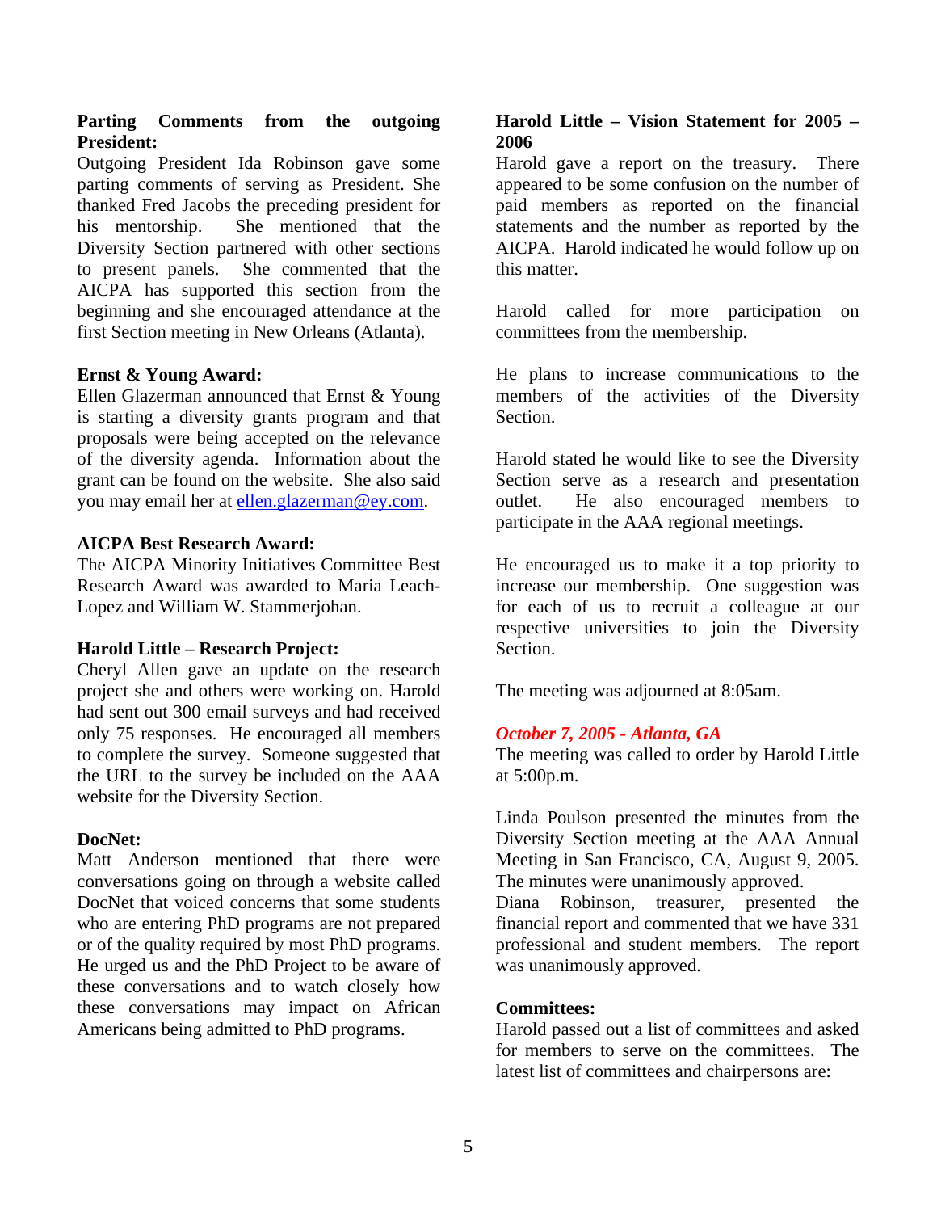**Parting Comments from the outgoing President:**

Outgoing President Ida Robinson gave some parting comments of serving as President. She thanked Fred Jacobs the preceding president for his mentorship. She mentioned that the Diversity Section partnered with other sections to present panels. She commented that the AICPA has supported this section from the beginning and she encouraged attendance at the first Section meeting in New Orleans (Atlanta).

**Ernst & Young Award:**

Ellen Glazerman announced that Ernst & Young is starting a diversity grants program and that proposals were being accepted on the relevance of the diversity agenda. Information about the grant can be found on the website. She also said you may email her at ellen.glazerman@ey.com.

**AICPA Best Research Award:**

The AICPA Minority Initiatives Committee Best Research Award was awarded to Maria Leach-Lopez and William W. Stammerjohan.

**Harold Little – Research Project:**

Cheryl Allen gave an update on the research project she and others were working on. Harold had sent out 300 email surveys and had received only 75 responses. He encouraged all members to complete the survey. Someone suggested that the URL to the survey be included on the AAA website for the Diversity Section.

**DocNet:**

Matt Anderson mentioned that there were conversations going on through a website called DocNet that voiced concerns that some students who are entering PhD programs are not prepared or of the quality required by most PhD programs. He urged us and the PhD Project to be aware of these conversations and to watch closely how these conversations may impact on African Americans being admitted to PhD programs.

**Harold Little – Vision Statement for 2005 – 2006**

Harold gave a report on the treasury. There appeared to be some confusion on the number of paid members as reported on the financial statements and the number as reported by the AICPA. Harold indicated he would follow up on this matter.

Harold called for more participation on committees from the membership.

He plans to increase communications to the members of the activities of the Diversity Section.

Harold stated he would like to see the Diversity Section serve as a research and presentation outlet. He also encouraged members to participate in the AAA regional meetings.

He encouraged us to make it a top priority to increase our membership. One suggestion was for each of us to recruit a colleague at our respective universities to join the Diversity Section.

The meeting was adjourned at 8:05am.

***October 7, 2005 - Atlanta, GA***

The meeting was called to order by Harold Little at 5:00p.m.

Linda Poulson presented the minutes from the Diversity Section meeting at the AAA Annual Meeting in San Francisco, CA, August 9, 2005. The minutes were unanimously approved.

Diana Robinson, treasurer, presented the financial report and commented that we have 331 professional and student members. The report was unanimously approved.

**Committees:**

Harold passed out a list of committees and asked for members to serve on the committees. The latest list of committees and chairpersons are: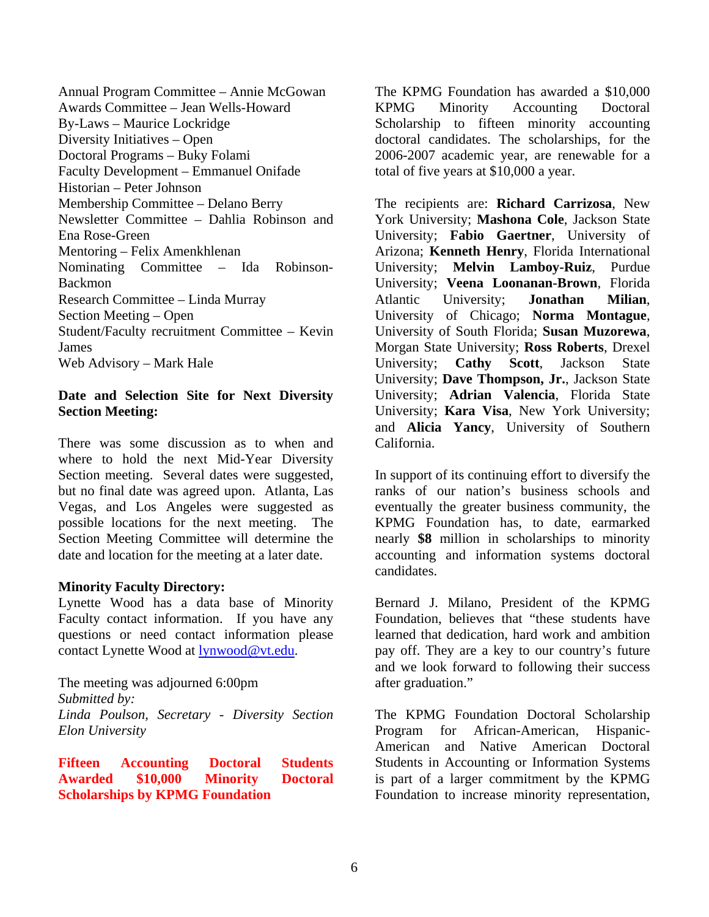Annual Program Committee – Annie McGowan
Awards Committee – Jean Wells-Howard
By-Laws – Maurice Lockridge
Diversity Initiatives – Open
Doctoral Programs – Buky Folami
Faculty Development – Emmanuel Onifade
Historian – Peter Johnson
Membership Committee – Delano Berry
Newsletter Committee – Dahlia Robinson and Ena Rose-Green
Mentoring – Felix Amenkhlenan
Nominating Committee – Ida Robinson-Backmon
Research Committee – Linda Murray
Section Meeting – Open
Student/Faculty recruitment Committee – Kevin James
Web Advisory – Mark Hale

**Date and Selection Site for Next Diversity Section Meeting:**

There was some discussion as to when and where to hold the next Mid-Year Diversity Section meeting. Several dates were suggested, but no final date was agreed upon. Atlanta, Las Vegas, and Los Angeles were suggested as possible locations for the next meeting. The Section Meeting Committee will determine the date and location for the meeting at a later date.

**Minority Faculty Directory:**
Lynette Wood has a data base of Minority Faculty contact information. If you have any questions or need contact information please contact Lynette Wood at [lynwood@vt.edu](mailto:lynwood@vt.edu).

The meeting was adjourned 6:00pm
*Submitted by:*
*Linda Poulson, Secretary - Diversity Section*
*Elon University*

## Fifteen Accounting Doctoral Students Awarded $10,000 Minority Doctoral Scholarships by KPMG Foundation

The KPMG Foundation has awarded a $10,000 KPMG Minority Accounting Doctoral Scholarship to fifteen minority accounting doctoral candidates. The scholarships, for the 2006-2007 academic year, are renewable for a total of five years at $10,000 a year.

The recipients are: **Richard Carrizosa**, New York University; **Mashona Cole**, Jackson State University; **Fabio Gaertner**, University of Arizona; **Kenneth Henry**, Florida International University; **Melvin Lamboy-Ruiz**, Purdue University; **Veena Loonanan-Brown**, Florida Atlantic University; **Jonathan Milian**, University of Chicago; **Norma Montague**, University of South Florida; **Susan Muzorewa**, Morgan State University; **Ross Roberts**, Drexel University; **Cathy Scott**, Jackson State University; **Dave Thompson, Jr.**, Jackson State University; **Adrian Valencia**, Florida State University; **Kara Visa**, New York University; and **Alicia Yancy**, University of Southern California.

In support of its continuing effort to diversify the ranks of our nation's business schools and eventually the greater business community, the KPMG Foundation has, to date, earmarked nearly **$8** million in scholarships to minority accounting and information systems doctoral candidates.

Bernard J. Milano, President of the KPMG Foundation, believes that "these students have learned that dedication, hard work and ambition pay off. They are a key to our country's future and we look forward to following their success after graduation."

The KPMG Foundation Doctoral Scholarship Program for African-American, Hispanic-American and Native American Doctoral Students in Accounting or Information Systems is part of a larger commitment by the KPMG Foundation to increase minority representation,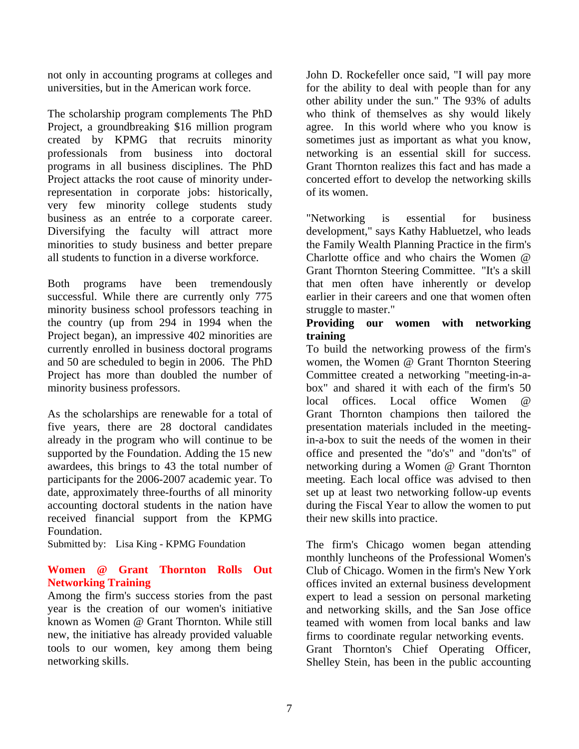not only in accounting programs at colleges and universities, but in the American work force.

The scholarship program complements The PhD Project, a groundbreaking $16 million program created by KPMG that recruits minority professionals from business into doctoral programs in all business disciplines. The PhD Project attacks the root cause of minority under-representation in corporate jobs: historically, very few minority college students study business as an entrée to a corporate career. Diversifying the faculty will attract more minorities to study business and better prepare all students to function in a diverse workforce.

Both programs have been tremendously successful. While there are currently only 775 minority business school professors teaching in the country (up from 294 in 1994 when the Project began), an impressive 402 minorities are currently enrolled in business doctoral programs and 50 are scheduled to begin in 2006. The PhD Project has more than doubled the number of minority business professors.

As the scholarships are renewable for a total of five years, there are 28 doctoral candidates already in the program who will continue to be supported by the Foundation. Adding the 15 new awardees, this brings to 43 the total number of participants for the 2006-2007 academic year. To date, approximately three-fourths of all minority accounting doctoral students in the nation have received financial support from the KPMG Foundation.

Submitted by: Lisa King - KPMG Foundation

## Women @ Grant Thornton Rolls Out Networking Training

Among the firm's success stories from the past year is the creation of our women's initiative known as Women @ Grant Thornton. While still new, the initiative has already provided valuable tools to our women, key among them being networking skills.

John D. Rockefeller once said, "I will pay more for the ability to deal with people than for any other ability under the sun." The 93% of adults who think of themselves as shy would likely agree. In this world where who you know is sometimes just as important as what you know, networking is an essential skill for success. Grant Thornton realizes this fact and has made a concerted effort to develop the networking skills of its women.

"Networking is essential for business development," says Kathy Habluetzel, who leads the Family Wealth Planning Practice in the firm's Charlotte office and who chairs the Women @ Grant Thornton Steering Committee. "It's a skill that men often have inherently or develop earlier in their careers and one that women often struggle to master."

**Providing our women with networking training**

To build the networking prowess of the firm's women, the Women @ Grant Thornton Steering Committee created a networking "meeting-in-a-box" and shared it with each of the firm's 50 local offices. Local office Women @ Grant Thornton champions then tailored the presentation materials included in the meeting-in-a-box to suit the needs of the women in their office and presented the "do's" and "don'ts" of networking during a Women @ Grant Thornton meeting. Each local office was advised to then set up at least two networking follow-up events during the Fiscal Year to allow the women to put their new skills into practice.

The firm's Chicago women began attending monthly luncheons of the Professional Women's Club of Chicago. Women in the firm's New York offices invited an external business development expert to lead a session on personal marketing and networking skills, and the San Jose office teamed with women from local banks and law firms to coordinate regular networking events.

Grant Thornton's Chief Operating Officer, Shelley Stein, has been in the public accounting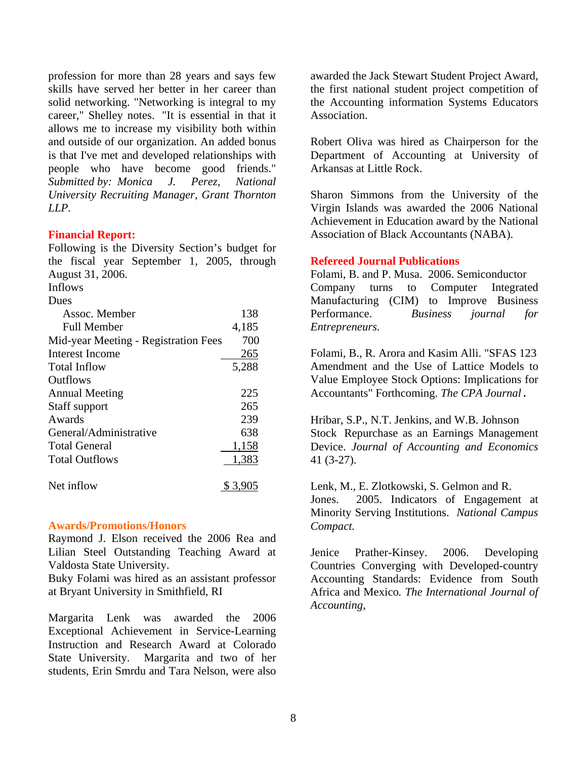profession for more than 28 years and says few skills have served her better in her career than solid networking. "Networking is integral to my career," Shelley notes. "It is essential in that it allows me to increase my visibility both within and outside of our organization. An added bonus is that I've met and developed relationships with people who have become good friends." *Submitted by: Monica J. Perez, National University Recruiting Manager, Grant Thornton LLP.*

**Financial Report:**

Following is the Diversity Section's budget for the fiscal year September 1, 2005, through August 31, 2006.

| | |
|---|---|
| Inflows | |
| Dues | |
| Assoc. Member | 138 |
| Full Member | 4,185 |
| Mid-year Meeting - Registration Fees | 700 |
| Interest Income | 265 |
| Total Inflow | 5,288 |
| Outflows | |
| Annual Meeting | 225 |
| Staff support | 265 |
| Awards | 239 |
| General/Administrative | 638 |
| Total General | 1,158 |
| Total Outflows | 1,383 |
| Net inflow | $ 3,905 |

**Awards/Promotions/Honors**

Raymond J. Elson received the 2006 Rea and Lilian Steel Outstanding Teaching Award at Valdosta State University.

Buky Folami was hired as an assistant professor at Bryant University in Smithfield, RI

Margarita Lenk was awarded the 2006 Exceptional Achievement in Service-Learning Instruction and Research Award at Colorado State University. Margarita and two of her students, Erin Smrdu and Tara Nelson, were also awarded the Jack Stewart Student Project Award, the first national student project competition of the Accounting information Systems Educators Association.

Robert Oliva was hired as Chairperson for the Department of Accounting at University of Arkansas at Little Rock.

Sharon Simmons from the University of the Virgin Islands was awarded the 2006 National Achievement in Education award by the National Association of Black Accountants (NABA).

**Refereed Journal Publications**

Folami, B. and P. Musa. 2006. Semiconductor Company turns to Computer Integrated Manufacturing (CIM) to Improve Business Performance. *Business journal for Entrepreneurs.*

Folami, B., R. Arora and Kasim Alli. "SFAS 123 Amendment and the Use of Lattice Models to Value Employee Stock Options: Implications for Accountants" Forthcoming. *The CPA Journal*.

Hribar, S.P., N.T. Jenkins, and W.B. Johnson Stock Repurchase as an Earnings Management Device. *Journal of Accounting and Economics* 41 (3-27).

Lenk, M., E. Zlotkowski, S. Gelmon and R. Jones. 2005. Indicators of Engagement at Minority Serving Institutions. *National Campus Compact.*

Jenice Prather-Kinsey. 2006. Developing Countries Converging with Developed-country Accounting Standards: Evidence from South Africa and Mexico. *The International Journal of Accounting*,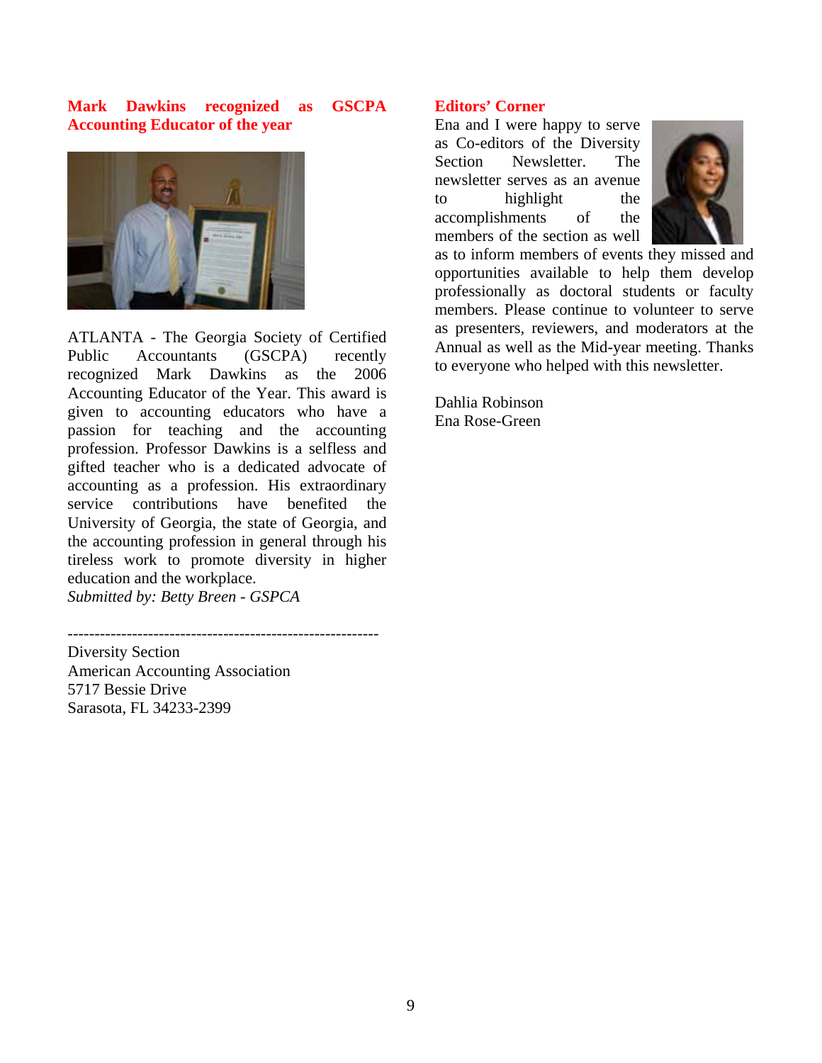## Mark Dawkins recognized as GSCPA Accounting Educator of the year

ATLANTA - The Georgia Society of Certified Public Accountants (GSCPA) recently recognized Mark Dawkins as the 2006 Accounting Educator of the Year. This award is given to accounting educators who have a passion for teaching and the accounting profession. Professor Dawkins is a selfless and gifted teacher who is a dedicated advocate of accounting as a profession. His extraordinary service contributions have benefited the University of Georgia, the state of Georgia, and the accounting profession in general through his tireless work to promote diversity in higher education and the workplace.

*Submitted by: Betty Breen - GSPCA*

---

Diversity Section
American Accounting Association
5717 Bessie Drive
Sarasota, FL 34233-2399

## Editors' Corner

Ena and I were happy to serve as Co-editors of the Diversity Section Newsletter. The newsletter serves as an avenue to highlight the accomplishments of the members of the section as well as to inform members of events they missed and opportunities available to help them develop professionally as doctoral students or faculty members. Please continue to volunteer to serve as presenters, reviewers, and moderators at the Annual as well as the Mid-year meeting. Thanks to everyone who helped with this newsletter.

Dahlia Robinson
Ena Rose-Green